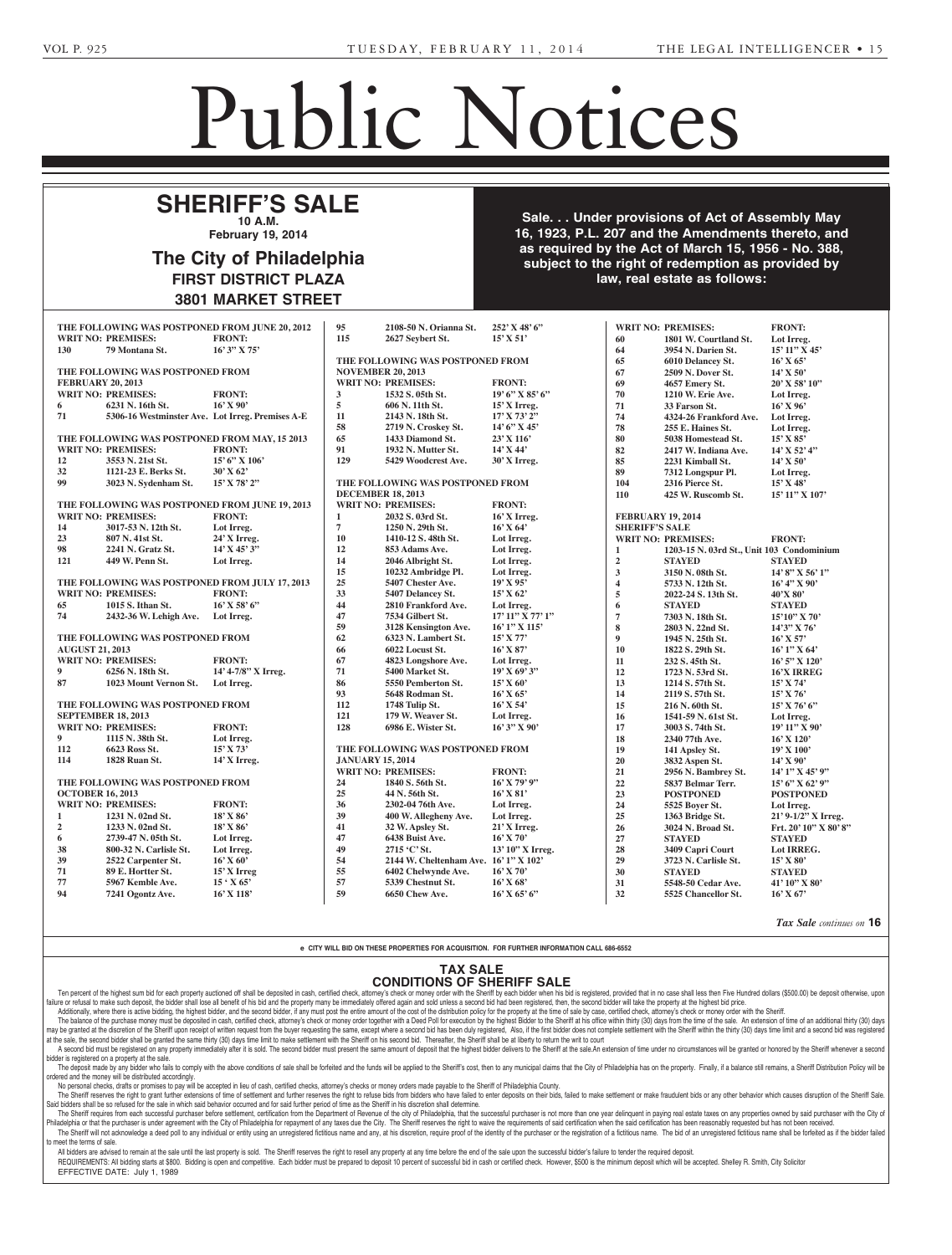# Public Notices

## SHERIFF'S SALE

**10 A.M.**

**February 19, 2014**

## The City of Philadelphia

**FIRST DISTRICT PLAZA**

**3801 MARKET STREET**

**Sale. . . Under provisions of Act of Assembly May 16, 1923, P.L. 207 and the Amendments thereto, and as required by the Act of March 15, 1956 - No. 388, subject to the right of redemption as provided by law, real estate as follows:**

**THE FOLLOWING WAS POSTPONED FROM JUNE 20, 2012**

| WRIT NO: | PREMISES: | FRONT: |
|---|---|---|
| 130 | 79 Montana St. | 16' 3" X 75' |

**THE FOLLOWING WAS POSTPONED FROM FEBRUARY 20, 2013**

| WRIT NO: | PREMISES: | FRONT: |
|---|---|---|
| 6 | 6231 N. 16th St. | 16' X 90' |
| 71 | 5306-16 Westminster Ave. | Lot Irreg. Premises A-E |

**THE FOLLOWING WAS POSTPONED FROM MAY, 15 2013**

| WRIT NO: | PREMISES: | FRONT: |
|---|---|---|
| 12 | 3553 N. 21st St. | 15' 6" X 106' |
| 32 | 1121-23 E. Berks St. | 30' X 62' |
| 99 | 3023 N. Sydenham St. | 15' X 78' 2" |

**THE FOLLOWING WAS POSTPONED FROM JUNE 19, 2013**

| WRIT NO: | PREMISES: | FRONT: |
|---|---|---|
| 14 | 3017-53 N. 12th St. | Lot Irreg. |
| 23 | 807 N. 41st St. | 24' X Irreg. |
| 98 | 2241 N. Gratz St. | 14' X 45' 3" |
| 121 | 449 W. Penn St. | Lot Irreg. |

**THE FOLLOWING WAS POSTPONED FROM JULY 17, 2013**

| WRIT NO: | PREMISES: | FRONT: |
|---|---|---|
| 65 | 1015 S. Ithan St. | 16' X 58' 6" |
| 74 | 2432-36 W. Lehigh Ave. | Lot Irreg. |

**THE FOLLOWING WAS POSTPONED FROM AUGUST 21, 2013**

| WRIT NO: | PREMISES: | FRONT: |
|---|---|---|
| 9 | 6256 N. 18th St. | 14' 4-7/8" X Irreg. |
| 87 | 1023 Mount Vernon St. | Lot Irreg. |

**THE FOLLOWING WAS POSTPONED FROM SEPTEMBER 18, 2013**

| WRIT NO: | PREMISES: | FRONT: |
|---|---|---|
| 9 | 1115 N. 38th St. | Lot Irreg. |
| 112 | 6623 Ross St. | 15' X 73' |
| 114 | 1828 Ruan St. | 14' X Irreg. |

**THE FOLLOWING WAS POSTPONED FROM OCTOBER 16, 2013**

| WRIT NO: | PREMISES: | FRONT: |
|---|---|---|
| 1 | 1231 N. 02nd St. | 18' X 86' |
| 2 | 1233 N. 02nd St. | 18' X 86' |
| 6 | 2739-47 N. 05th St. | Lot Irreg. |
| 38 | 800-32 N. Carlisle St. | Lot Irreg. |
| 39 | 2522 Carpenter St. | 16' X 60' |
| 71 | 89 E. Hortter St. | 15' X Irreg |
| 77 | 5967 Kemble Ave. | 15 ' X 65' |
| 94 | 7241 Ogontz Ave. | 16' X 118' |
| 95 | 2108-50 N. Orianna St. | 252' X 48' 6" |
| 115 | 2627 Seybert St. | 15' X 51' |

**THE FOLLOWING WAS POSTPONED FROM NOVEMBER 20, 2013**

| WRIT NO: | PREMISES: | FRONT: |
|---|---|---|
| 3 | 1532 S. 05th St. | 19' 6" X 85' 6" |
| 5 | 606 N. 11th St. | 15' X Irreg. |
| 11 | 2143 N. 18th St. | 17' X 73' 2" |
| 58 | 2719 N. Croskey St. | 14' 6" X 45' |
| 65 | 1433 Diamond St. | 23' X 116' |
| 91 | 1932 N. Mutter St. | 14' X 44' |
| 129 | 5429 Woodcrest Ave. | 30' X Irreg. |

**THE FOLLOWING WAS POSTPONED FROM DECEMBER 18, 2013**

| WRIT NO: | PREMISES: | FRONT: |
|---|---|---|
| 1 | 2032 S. 03rd St. | 16' X Irreg. |
| 7 | 1250 N. 29th St. | 16' X 64' |
| 10 | 1410-12 S. 48th St. | Lot Irreg. |
| 12 | 853 Adams Ave. | Lot Irreg. |
| 14 | 2046 Albright St. | Lot Irreg. |
| 15 | 10232 Ambridge Pl. | Lot Irreg. |
| 25 | 5407 Chester Ave. | 19' X 95' |
| 33 | 5407 Delancey St. | 15' X 62' |
| 44 | 2810 Frankford Ave. | Lot Irreg. |
| 47 | 7534 Gilbert St. | 17' 11" X 77' 1" |
| 59 | 3128 Kensington Ave. | 16' 1" X 115' |
| 62 | 6323 N. Lambert St. | 15' X 77' |
| 66 | 6022 Locust St. | 16' X 87' |
| 67 | 4823 Longshore Ave. | Lot Irreg. |
| 71 | 5400 Market St. | 19' X 69' 3" |
| 86 | 5550 Pemberton St. | 15' X 60' |
| 93 | 5648 Rodman St. | 16' X 65' |
| 112 | 1748 Tulip St. | 16' X 54' |
| 121 | 179 W. Weaver St. | Lot Irreg. |
| 128 | 6986 E. Wister St. | 16' 3" X 90' |

**THE FOLLOWING WAS POSTPONED FROM JANUARY 15, 2014**

| WRIT NO: | PREMISES: | FRONT: |
|---|---|---|
| 24 | 1840 S. 56th St. | 16' X 79' 9" |
| 25 | 44 N. 56th St. | 16' X 81' |
| 36 | 2302-04 76th Ave. | Lot Irreg. |
| 39 | 400 W. Allegheny Ave. | Lot Irreg. |
| 41 | 32 W. Apsley St. | 21' X Irreg. |
| 47 | 6438 Buist Ave. | 16' X 70' |
| 49 | 2715 'C' St. | 13' 10" X Irreg. |
| 54 | 2144 W. Cheltenham Ave. | 16' 1" X 102' |
| 55 | 6402 Chelwynde Ave. | 16' X 70' |
| 57 | 5339 Chestnut St. | 16' X 68' |
| 59 | 6650 Chew Ave. | 16' X 65' 6" |
| 60 | 1801 W. Courtland St. | Lot Irreg. |
| 64 | 3954 N. Darien St. | 15' 11" X 45' |
| 65 | 6010 Delancey St. | 16' X 65' |
| 67 | 2509 N. Dover St. | 14' X 50' |
| 69 | 4657 Emery St. | 20' X 58' 10" |
| 70 | 1210 W. Erie Ave. | Lot Irreg. |
| 71 | 33 Farson St. | 16' X 96' |
| 74 | 4324-26 Frankford Ave. | Lot Irreg. |
| 78 | 255 E. Haines St. | Lot Irreg. |
| 80 | 5038 Homestead St. | 15' X 85' |
| 82 | 2417 W. Indiana Ave. | 14' X 52' 4" |
| 85 | 2231 Kimball St. | 14' X 50' |
| 89 | 7312 Longspur Pl. | Lot Irreg. |
| 104 | 2316 Pierce St. | 15' X 48' |
| 110 | 425 W. Ruscomb St. | 15' 11" X 107' |

**FEBRUARY 19, 2014**

**SHERIFF'S SALE**

| WRIT NO: | PREMISES: | FRONT: |
|---|---|---|
| 1 | 1203-15 N. 03rd St., Unit 103 Condominium | |
| 2 | STAYED | STAYED |
| 3 | 3150 N. 08th St. | 14' 8" X 56' 1" |
| 4 | 5733 N. 12th St. | 16' 4" X 90' |
| 5 | 2022-24 S. 13th St. | 40'X 80' |
| 6 | STAYED | STAYED |
| 7 | 7303 N. 18th St. | 15'10" X 70' |
| 8 | 2803 N. 22nd St. | 14'3" X 76' |
| 9 | 1945 N. 25th St. | 16' X 57' |
| 10 | 1822 S. 29th St. | 16' 1" X 64' |
| 11 | 232 S. 45th St. | 16' 5" X 120' |
| 12 | 1723 N. 53rd St. | 16'X IRREG |
| 13 | 1214 S. 57th St. | 15' X 74' |
| 14 | 2119 S. 57th St. | 15' X 76' |
| 15 | 216 N. 60th St. | 15' X 76' 6" |
| 16 | 1541-59 N. 61st St. | Lot Irreg. |
| 17 | 3003 S. 74th St. | 19' 11" X 90' |
| 18 | 2340 77th Ave. | 16' X 120' |
| 19 | 141 Apsley St. | 19' X 100' |
| 20 | 3832 Aspen St. | 14' X 90' |
| 21 | 2956 N. Bambrey St. | 14' 1" X 45' 9" |
| 22 | 5837 Belmar Terr. | 15' 6" X 62' 9" |
| 23 | POSTPONED | POSTPONED |
| 24 | 5525 Boyer St. | Lot Irreg. |
| 25 | 1363 Bridge St. | 21' 9-1/2" X Irreg. |
| 26 | 3024 N. Broad St. | Frt. 20' 10" X 80' 8" |
| 27 | STAYED | STAYED |
| 28 | 3409 Capri Court | Lot IRREG. |
| 29 | 3723 N. Carlisle St. | 15' X 80' |
| 30 | STAYED | STAYED |
| 31 | 5548-50 Cedar Ave. | 41' 10" X 80' |
| 32 | 5525 Chancellor St. | 16' X 67' |

*Tax Sale continues on* **16**

e CITY WILL BID ON THESE PROPERTIES FOR ACQUISITION. FOR FURTHER INFORMATION CALL 686-6552

## TAX SALE
## CONDITIONS OF SHERIFF SALE

Ten percent of the highest sum bid for each property auctioned off shall be deposited in cash, certified check, attorney's check or money order with the Sheriff by each bidder when his bid is registered, provided that in no case shall less then Five Hundred dollars ($500.00) be deposit otherwise, upon failure or refusal to make such deposit, the bidder shall lose all benefit of his bid and the property many be immediately offered again and sold unless a second bid had been registered, then, the second bidder will take the property at the highest bid price.

Additionally, where there is active bidding, the highest bidder, and the second bidder, if any must post the entire amount of the cost of the distribution policy for the property at the time of sale by case, certified check, attorney's check or money order with the Sheriff.

The balance of the purchase money must be deposited in cash, certified check, attorney's check or money order together with a Deed Poll for execution by the highest Bidder to the Sheriff at his office within thirty (30) days from the time of the sale. An extension of time of an additional thirty (30) days may be granted at the discretion of the Sheriff upon receipt of written request from the buyer requesting the same, except where a second bid has been duly registered, Also, if the first bidder does not complete settlement with the Sheriff within the thirty (30) days time limit and a second bid was registered at the sale, the second bidder shall be granted the same thirty (30) days time limit to make settlement with the Sheriff on his second bid. Thereafter, the Sheriff shall be at liberty to return the writ to court

A second bid must be registered on any property immediately after it is sold. The second bidder must present the same amount of deposit that the highest bidder delivers to the Sheriff at the sale.An extension of time under no circumstances will be granted or honored by the Sheriff whenever a second bidder is registered on a property at the sale.

The deposit made by any bidder who fails to comply with the above conditions of sale shall be forfeited and the funds will be applied to the Sheriff's cost, then to any municipal claims that the City of Philadelphia has on the property. Finally, if a balance still remains, a Sheriff Distribution Policy will be ordered and the money will be distributed accordingly.

No personal checks, drafts or promises to pay will be accepted in lieu of cash, certified checks, attorney's checks or money orders made payable to the Sheriff of Philadelphia County.

The Sheriff reserves the right to grant further extensions of time of settlement and further reserves the right to refuse bids from bidders who have failed to enter deposits on their bids, failed to make settlement or make fraudulent bids or any other behavior which causes disruption of the Sheriff Sale. Said bidders shall be so refused for the sale in which said behavior occurred and for said further period of time as the Sheriff in his discretion shall determine.

The Sheriff requires from each successful purchaser before settlement, certification from the Department of Revenue of the city of Philadelphia, that the successful purchaser is not more than one year delinquent in paying real estate taxes on any properties owned by said purchaser with the City of Philadelphia or that the purchaser is under agreement with the City of Philadelphia for repayment of any taxes due the City. The Sheriff reserves the right to waive the requirements of said certification when the said certification has been reasonably requested but has not been received.

The Sheriff will not acknowledge a deed poll to any individual or entity using an unregistered fictitious name and any, at his discretion, require proof of the identity of the purchaser or the registration of a fictitious name. The bid of an unregistered fictitious name shall be forfeited as if the bidder failed to meet the terms of sale.

All bidders are advised to remain at the sale until the last property is sold. The Sheriff reserves the right to resell any property at any time before the end of the sale upon the successful bidder's failure to tender the required deposit.

REQUIREMENTS: All bidding starts at $800. Bidding is open and competitive. Each bidder must be prepared to deposit 10 percent of successful bid in cash or certified check. However, $500 is the minimum deposit which will be accepted. Shelley R. Smith, City Solicitor

EFFECTIVE DATE: July 1, 1989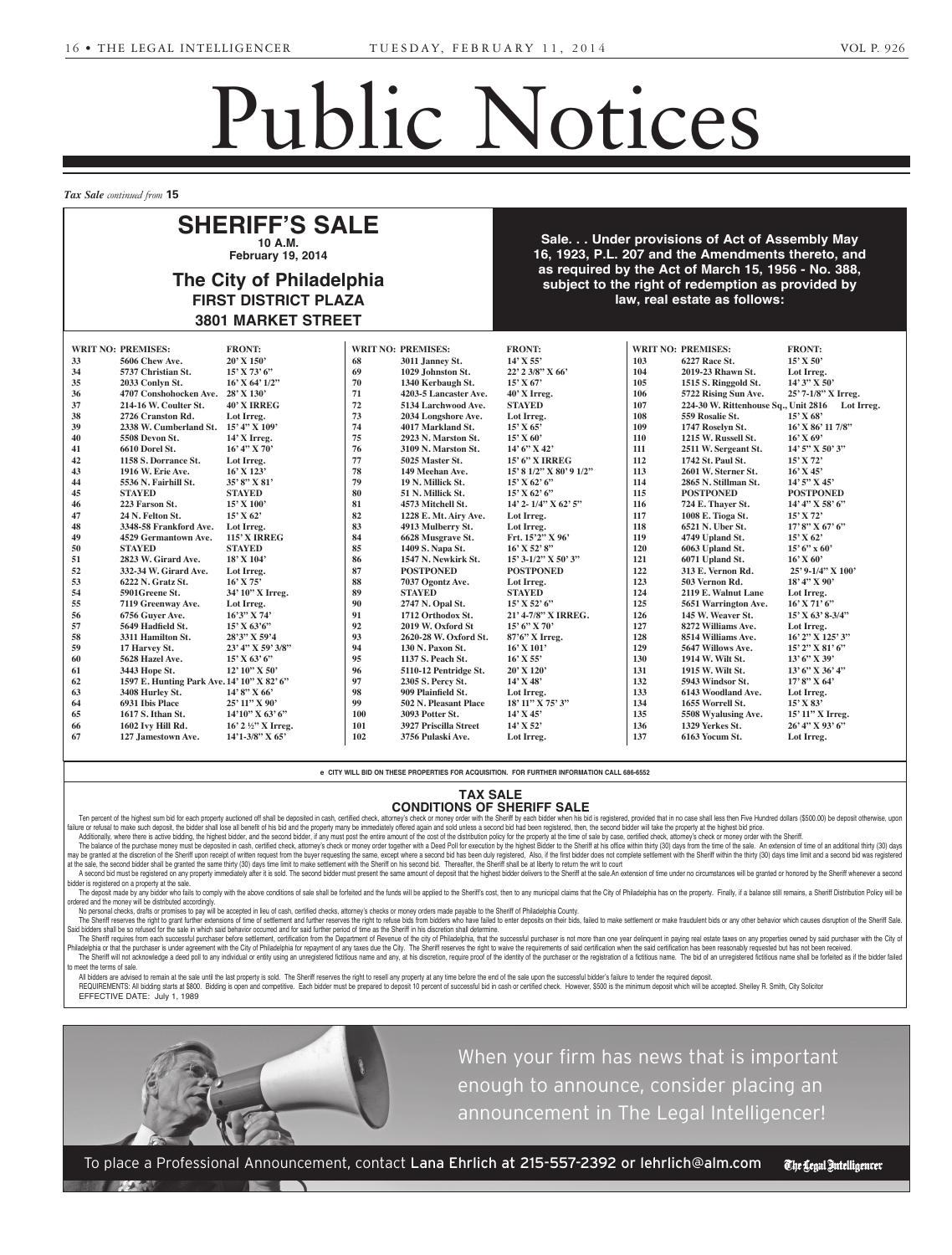# Public Notices

*Tax Sale continued from* **15**

## SHERIFF'S SALE

**10 A.M.**
**February 19, 2014**

### The City of Philadelphia

**FIRST DISTRICT PLAZA**
**3801 MARKET STREET**

**Sale. . . Under provisions of Act of Assembly May 16, 1923, P.L. 207 and the Amendments thereto, and as required by the Act of March 15, 1956 - No. 388, subject to the right of redemption as provided by law, real estate as follows:**

| WRIT NO: | PREMISES: | FRONT: |
|---|---|---|
| 33 | 5606 Chew Ave. | 20' X 150' |
| 34 | 5737 Christian St. | 15' X 73' 6" |
| 35 | 2033 Conlyn St. | 16' X 64' 1/2" |
| 36 | 4707 Conshohocken Ave. | 28' X 130' |
| 37 | 214-16 W. Coulter St. | 40' X IRREG |
| 38 | 2726 Cranston Rd. | Lot Irreg. |
| 39 | 2338 W. Cumberland St. | 15' 4" X 109' |
| 40 | 5508 Devon St. | 14' X Irreg. |
| 41 | 6610 Dorel St. | 16' 4" X 70' |
| 42 | 1158 S. Dorrance St. | Lot Irreg. |
| 43 | 1916 W. Erie Ave. | 16' X 123' |
| 44 | 5536 N. Fairhill St. | 35' 8" X 81' |
| 45 | STAYED | STAYED |
| 46 | 223 Farson St. | 15' X 100' |
| 47 | 24 N. Felton St. | 15' X 62' |
| 48 | 3348-58 Frankford Ave. | Lot Irreg. |
| 49 | 4529 Germantown Ave. | 115' X IRREG |
| 50 | STAYED | STAYED |
| 51 | 2823 W. Girard Ave. | 18' X 104' |
| 52 | 332-34 W. Girard Ave. | Lot Irreg. |
| 53 | 6222 N. Gratz St. | 16' X 75' |
| 54 | 5901Greene St. | 34' 10" X Irreg. |
| 55 | 7119 Greenway Ave. | Lot Irreg. |
| 56 | 6756 Guyer Ave. | 16'3" X 74' |
| 57 | 5649 Hadfield St. | 15' X 63'6" |
| 58 | 3311 Hamilton St. | 28'3" X 59'4 |
| 59 | 17 Harvey St. | 23' 4" X 59' 3/8" |
| 60 | 5628 Hazel Ave. | 15' X 63' 6" |
| 61 | 3443 Hope St. | 12' 10" X 50' |
| 62 | 1597 E. Hunting Park Ave. | 14' 10" X 82' 6" |
| 63 | 3408 Hurley St. | 14' 8" X 66' |
| 64 | 6931 Ibis Place | 25' 11" X 90' |
| 65 | 1617 S. Ithan St. | 14'10" X 63' 6" |
| 66 | 1602 Ivy Hill Rd. | 16' 2 ½" X Irreg. |
| 67 | 127 Jamestown Ave. | 14'1-3/8" X 65' |
| 68 | 3011 Janney St. | 14' X 55' |
| 69 | 1029 Johnston St. | 22' 2 3/8" X 66' |
| 70 | 1340 Kerbaugh St. | 15' X 67' |
| 71 | 4203-5 Lancaster Ave. | 40' X Irreg. |
| 72 | 5134 Larchwood Ave. | STAYED |
| 73 | 2034 Longshore Ave. | Lot Irreg. |
| 74 | 4017 Markland St. | 15' X 65' |
| 75 | 2923 N. Marston St. | 15' X 60' |
| 76 | 3109 N. Marston St. | 14' 6" X 42' |
| 77 | 5025 Master St. | 15' 6" X IRREG |
| 78 | 149 Meehan Ave. | 15' 8 1/2" X 80' 9 1/2" |
| 79 | 19 N. Millick St. | 15' X 62' 6" |
| 80 | 51 N. Millick St. | 15' X 62' 6" |
| 81 | 4573 Mitchell St. | 14' 2- 1/4" X 62' 5" |
| 82 | 1228 E. Mt. Airy Ave. | Lot Irreg. |
| 83 | 4913 Mulberry St. | Lot Irreg. |
| 84 | 6628 Musgrave St. | Frt. 15'2" X 96' |
| 85 | 1409 S. Napa St. | 16' X 52' 8" |
| 86 | 1547 N. Newkirk St. | 15' 3-1/2" X 50' 3" |
| 87 | POSTPONED | POSTPONED |
| 88 | 7037 Ogontz Ave. | Lot Irreg. |
| 89 | STAYED | STAYED |
| 90 | 2747 N. Opal St. | 15' X 52' 6" |
| 91 | 1712 Orthodox St. | 21' 4-7/8" X IRREG. |
| 92 | 2019 W. Oxford St | 15' 6" X 70' |
| 93 | 2620-28 W. Oxford St. | 87'6" X Irreg. |
| 94 | 130 N. Paxon St. | 16' X 101' |
| 95 | 1137 S. Peach St. | 16' X 55' |
| 96 | 5110-12 Pentridge St. | 20' X 120' |
| 97 | 2305 S. Percy St. | 14' X 48' |
| 98 | 909 Plainfield St. | Lot Irreg. |
| 99 | 502 N. Pleasant Place | 18' 11" X 75' 3" |
| 100 | 3093 Potter St. | 14' X 45' |
| 101 | 3927 Priscilla Street | 14' X 52' |
| 102 | 3756 Pulaski Ave. | Lot Irreg. |
| 103 | 6227 Race St. | 15' X 50' |
| 104 | 2019-23 Rhawn St. | Lot Irreg. |
| 105 | 1515 S. Ringgold St. | 14' 3" X 50' |
| 106 | 5722 Rising Sun Ave. | 25' 7-1/8" X Irreg. |
| 107 | 224-30 W. Rittenhouse Sq., Unit 2816 | Lot Irreg. |
| 108 | 559 Rosalie St. | 15' X 68' |
| 109 | 1747 Roselyn St. | 16' X 86' 11 7/8" |
| 110 | 1215 W. Russell St. | 16' X 69' |
| 111 | 2511 W. Sergeant St. | 14' 5" X 50' 3" |
| 112 | 1742 St. Paul St. | 15' X 72' |
| 113 | 2601 W. Sterner St. | 16' X 45' |
| 114 | 2865 N. Stillman St. | 14' 5" X 45' |
| 115 | POSTPONED | POSTPONED |
| 116 | 724 E. Thayer St. | 14' 4" X 58' 6" |
| 117 | 1008 E. Tioga St. | 15' X 72' |
| 118 | 6521 N. Uber St. | 17' 8" X 67' 6" |
| 119 | 4749 Upland St. | 15' X 62' |
| 120 | 6063 Upland St. | 15" 6" x 60' |
| 121 | 6071 Upland St. | 16' X 60' |
| 122 | 313 E. Vernon Rd. | 25' 9-1/4" X 100' |
| 123 | 503 Vernon Rd. | 18' 4" X 90' |
| 124 | 2119 E. Walnut Lane | Lot Irreg. |
| 125 | 5651 Warrington Ave. | 16' X 71' 6" |
| 126 | 145 W. Weaver St. | 15' X 63' 8-3/4" |
| 127 | 8272 Williams Ave. | Lot Irreg. |
| 128 | 8514 Williams Ave. | 16' 2" X 125' 3" |
| 129 | 5647 Willows Ave. | 15' 2" X 81' 6" |
| 130 | 1914 W. Wilt St. | 13' 6" X 39' |
| 131 | 1915 W. Wilt St. | 13' 6" X 36' 4" |
| 132 | 5943 Windsor St. | 17' 8" X 64' |
| 133 | 6143 Woodland Ave. | Lot Irreg. |
| 134 | 1655 Worrell St. | 15' X 83' |
| 135 | 5508 Wyalusing Ave. | 15' 11" X Irreg. |
| 136 | 1329 Yerkes St. | 26' 4" X 93' 6" |
| 137 | 6163 Yocum St. | Lot Irreg. |

e CITY WILL BID ON THESE PROPERTIES FOR ACQUISITION. FOR FURTHER INFORMATION CALL 686-6552

### TAX SALE
### CONDITIONS OF SHERIFF SALE

Ten percent of the highest sum bid for each property auctioned off shall be deposited in cash, certified check, attorney's check or money order with the Sheriff by each bidder when his bid is registered, provided that in no case shall less then Five Hundred dollars ($500.00) be deposit otherwise, upon failure or refusal to make such deposit, the bidder shall lose all benefit of his bid and the property many be immediately offered again and sold unless a second bid had been registered, then, the second bidder will take the property at the highest bid price.

Additionally, where there is active bidding, the highest bidder, and the second bidder, if any must post the entire amount of the cost of the distribution policy for the property at the time of sale by case, certified check, attorney's check or money order with the Sheriff.

The balance of the purchase money must be deposited in cash, certified check, attorney's check or money order together with a Deed Poll for execution by the highest Bidder to the Sheriff at his office within thirty (30) days from the time of the sale. An extension of time of an additional thirty (30) days may be granted at the discretion of the Sheriff upon receipt of written request from the buyer requesting the same, except where a second bid has been duly registered, Also, if the first bidder does not complete settlement with the Sheriff within the thirty (30) days time limit and a second bid was registered at the sale, the second bidder shall be granted the same thirty (30) days time limit to make settlement with the Sheriff on his second bid. Thereafter, the Sheriff shall be at liberty to return the writ to court

A second bid must be registered on any property immediately after it is sold. The second bidder must present the same amount of deposit that the highest bidder delivers to the Sheriff at the sale.An extension of time under no circumstances will be granted or honored by the Sheriff whenever a second bidder is registered on a property at the sale.

The deposit made by any bidder who fails to comply with the above conditions of sale shall be forfeited and the funds will be applied to the Sheriff's cost, then to any municipal claims that the City of Philadelphia has on the property. Finally, if a balance still remains, a Sheriff Distribution Policy will be ordered and the money will be distributed accordingly.

No personal checks, drafts or promises to pay will be accepted in lieu of cash, certified checks, attorney's checks or money orders made payable to the Sheriff of Philadelphia County.

The Sheriff reserves the right to grant further extensions of time of settlement and further reserves the right to refuse bids from bidders who have failed to enter deposits on their bids, failed to make settlement or make fraudulent bids or any other behavior which causes disruption of the Sheriff Sale. Said bidders shall be so refused for the sale in which said behavior occurred and for said further period of time as the Sheriff in his discretion shall determine.

The Sheriff requires from each successful purchaser before settlement, certification from the Department of Revenue of the city of Philadelphia, that the successful purchaser is not more than one year delinquent in paying real estate taxes on any properties owned by said purchaser with the City of Philadelphia or that the purchaser is under agreement with the City of Philadelphia for repayment of any taxes due the City. The Sheriff reserves the right to waive the requirements of said certification when the said certification has been reasonably requested but has not been received.

The Sheriff will not acknowledge a deed poll to any individual or entity using an unregistered fictitious name and any, at his discretion, require proof of the identity of the purchaser or the registration of a fictitious name. The bid of an unregistered fictitious name shall be forfeited as if the bidder failed to meet the terms of sale.

All bidders are advised to remain at the sale until the last property is sold. The Sheriff reserves the right to resell any property at any time before the end of the sale upon the successful bidder's failure to tender the required deposit.

REQUIREMENTS: All bidding starts at $800. Bidding is open and competitive. Each bidder must be prepared to deposit 10 percent of successful bid in cash or certified check. However, $500 is the minimum deposit which will be accepted. Shelley R. Smith, City Solicitor

EFFECTIVE DATE: July 1, 1989

When your firm has news that is important enough to announce, consider placing an announcement in The Legal Intelligencer!

To place a Professional Announcement, contact Lana Ehrlich at 215-557-2392 or lehrlich@alm.com

The Legal Intelligencer